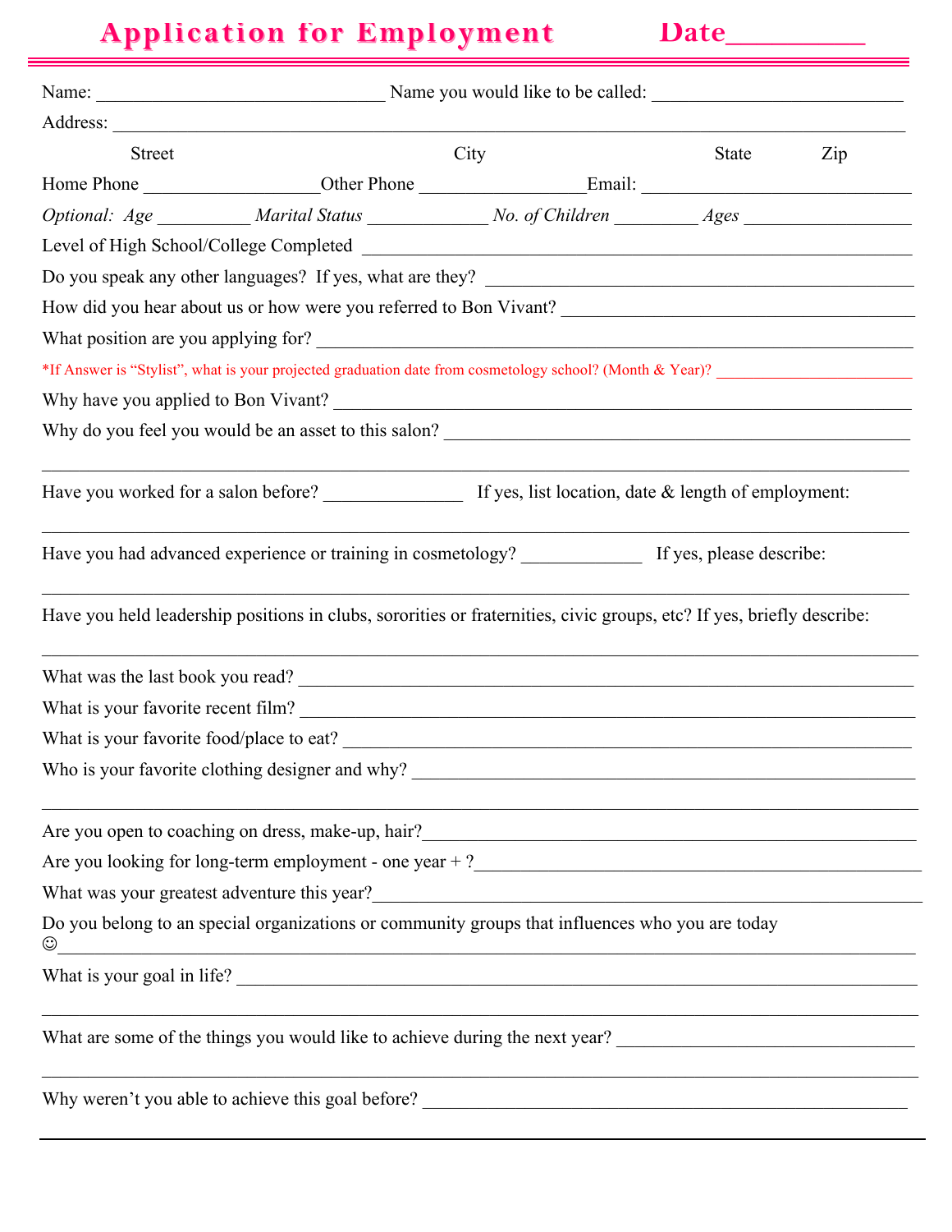# Application for Employment

Date________

Name: ______________________________ Name you would like to be called: ___________________________

Address: ______________________________________________________________________________

Street City State Zip

Home Phone ___________________Other Phone _________________Email: _____________________________

*Optional: Age* _________ *Marital Status* ____________ *No. of Children* ________ *Ages* _________________

Level of High School/College Completed ______________________________________________________________

Do you speak any other languages? If yes, what are they? _____________________________________________

How did you hear about us or how were you referred to Bon Vivant? ______________________________________

What position are you applying for? _________________________________________________________________

*If Answer is "Stylist", what is your projected graduation date from cosmetology school? (Month & Year)? ________________________

Why have you applied to Bon Vivant? ________________________________________________________________

Why do you feel you would be an asset to this salon? __________________________________________________

______________________________________________________________________________________

Have you worked for a salon before? ______________ If yes, list location, date & length of employment:

______________________________________________________________________________________

Have you had advanced experience or training in cosmetology? _____________ If yes, please describe:

______________________________________________________________________________________

Have you held leadership positions in clubs, sororities or fraternities, civic groups, etc? If yes, briefly describe:

______________________________________________________________________________________

What was the last book you read? __________________________________________________________________

What is your favorite recent film? _________________________________________________________________

What is your favorite food/place to eat? ____________________________________________________________

Who is your favorite clothing designer and why? ______________________________________________________

______________________________________________________________________________________

Are you open to coaching on dress, make-up, hair?_____________________________________________________

Are you looking for long-term employment - one year + ?_______________________________________________

What was your greatest adventure this year?__________________________________________________________

Do you belong to an special organizations or community groups that influences who you are today ☺______________________________________________________________________________________

What is your goal in life? ________________________________________________________________________

______________________________________________________________________________________

What are some of the things you would like to achieve during the next year? _______________________________

______________________________________________________________________________________

Why weren't you able to achieve this goal before? _____________________________________________________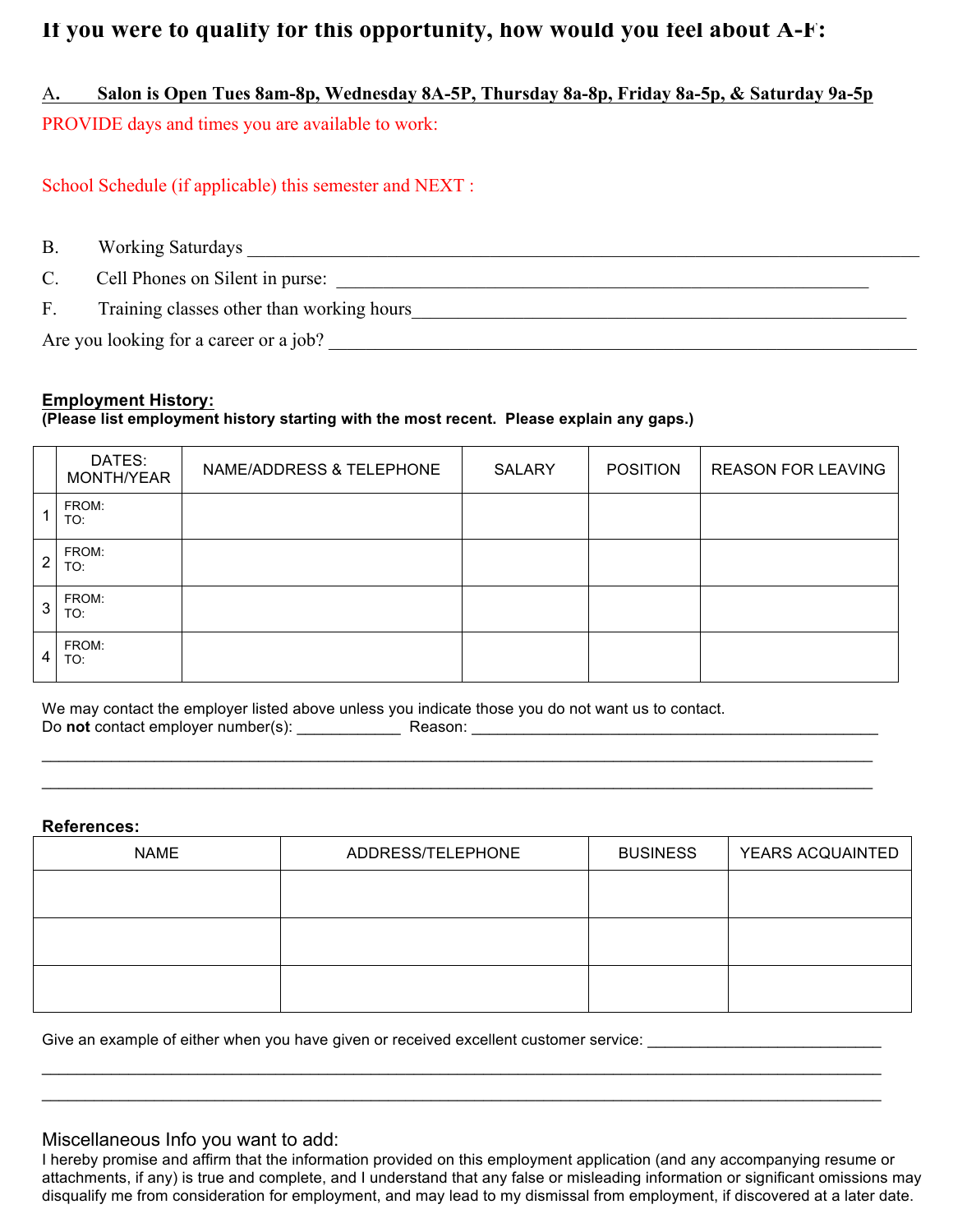# If you were to qualify for this opportunity, how would you feel about A-F:

A. **Salon is Open Tues 8am-8p, Wednesday 8A-5P, Thursday 8a-8p, Friday 8a-5p, & Saturday 9a-5p**

PROVIDE days and times you are available to work:

School Schedule (if applicable) this semester and NEXT :

B. Working Saturdays ___________________________________________________________________________

C. Cell Phones on Silent in purse: ___________________________________________________________

F. Training classes other than working hours___________________________________________________

Are you looking for a career or a job? ________________________________________________________

**Employment History:**

**(Please list employment history starting with the most recent. Please explain any gaps.)**

| | DATES: MONTH/YEAR | NAME/ADDRESS & TELEPHONE | SALARY | POSITION | REASON FOR LEAVING |
|---|---|---|---|---|---|
| 1 | FROM:<br>TO: | | | | |
| 2 | FROM:<br>TO: | | | | |
| 3 | FROM:<br>TO: | | | | |
| 4 | FROM:<br>TO: | | | | |

We may contact the employer listed above unless you indicate those you do not want us to contact.

Do **not** contact employer number(s): ____________ Reason: _______________________________________________

______________________________________________________________________________________________

______________________________________________________________________________________________

**References:**

| NAME | ADDRESS/TELEPHONE | BUSINESS | YEARS ACQUAINTED |
|---|---|---|---|
| | | | |
| | | | |
| | | | |

Give an example of either when you have given or received excellent customer service: ___________________________

______________________________________________________________________________________________

______________________________________________________________________________________________

Miscellaneous Info you want to add:

I hereby promise and affirm that the information provided on this employment application (and any accompanying resume or attachments, if any) is true and complete, and I understand that any false or misleading information or significant omissions may disqualify me from consideration for employment, and may lead to my dismissal from employment, if discovered at a later date.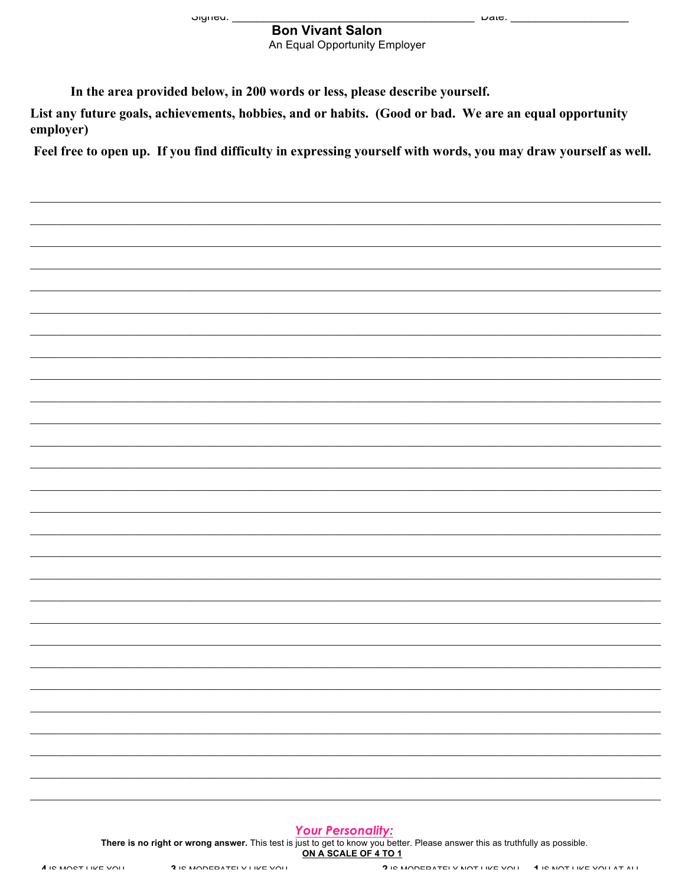Signed: ______________________________________ Date: __________________

**Bon Vivant Salon**

An Equal Opportunity Employer

**In the area provided below, in 200 words or less, please describe yourself.**

**List any future goals, achievements, hobbies, and or habits. (Good or bad. We are an equal opportunity employer)**

**Feel free to open up. If you find difficulty in expressing yourself with words, you may draw yourself as well.**

_______________________________________________________________________________

_______________________________________________________________________________

_______________________________________________________________________________

_______________________________________________________________________________

_______________________________________________________________________________

_______________________________________________________________________________

_______________________________________________________________________________

_______________________________________________________________________________

_______________________________________________________________________________

_______________________________________________________________________________

_______________________________________________________________________________

_______________________________________________________________________________

_______________________________________________________________________________

_______________________________________________________________________________

_______________________________________________________________________________

_______________________________________________________________________________

_______________________________________________________________________________

_______________________________________________________________________________

_______________________________________________________________________________

_______________________________________________________________________________

_______________________________________________________________________________

_______________________________________________________________________________

_______________________________________________________________________________

_______________________________________________________________________________

_______________________________________________________________________________

_______________________________________________________________________________

_______________________________________________________________________________

_______________________________________________________________________________

## *Your Personality:*

**There is no right or wrong answer.** This test is just to get to know you better. Please answer this as truthfully as possible.

**ON A SCALE OF 4 TO 1**

**4** IS MOST LIKE YOU **3** IS MODERATELY LIKE YOU **2** IS MODERATELY NOT LIKE YOU **1** IS NOT LIKE YOU AT ALL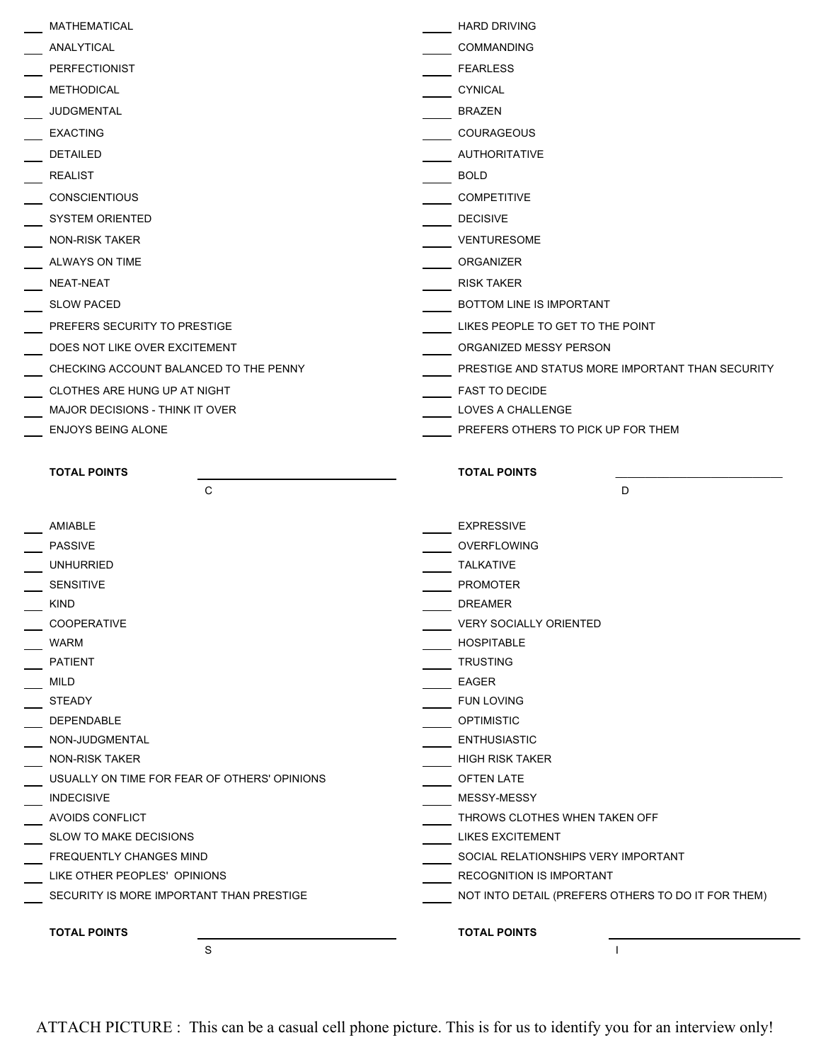___ MATHEMATICAL
___ ANALYTICAL
___ PERFECTIONIST
___ METHODICAL
___ JUDGMENTAL
___ EXACTING
___ DETAILED
___ REALIST
___ CONSCIENTIOUS
___ SYSTEM ORIENTED
___ NON-RISK TAKER
___ ALWAYS ON TIME
___ NEAT-NEAT
___ SLOW PACED
___ PREFERS SECURITY TO PRESTIGE
___ DOES NOT LIKE OVER EXCITEMENT
___ CHECKING ACCOUNT BALANCED TO THE PENNY
___ CLOTHES ARE HUNG UP AT NIGHT
___ MAJOR DECISIONS - THINK IT OVER
___ ENJOYS BEING ALONE

**TOTAL POINTS** ____________________

C

___ HARD DRIVING
___ COMMANDING
___ FEARLESS
___ CYNICAL
___ BRAZEN
___ COURAGEOUS
___ AUTHORITATIVE
___ BOLD
___ COMPETITIVE
___ DECISIVE
___ VENTURESOME
___ ORGANIZER
___ RISK TAKER
___ BOTTOM LINE IS IMPORTANT
___ LIKES PEOPLE TO GET TO THE POINT
___ ORGANIZED MESSY PERSON
___ PRESTIGE AND STATUS MORE IMPORTANT THAN SECURITY
___ FAST TO DECIDE
___ LOVES A CHALLENGE
___ PREFERS OTHERS TO PICK UP FOR THEM

**TOTAL POINTS** ____________________

D

___ AMIABLE
___ PASSIVE
___ UNHURRIED
___ SENSITIVE
___ KIND
___ COOPERATIVE
___ WARM
___ PATIENT
___ MILD
___ STEADY
___ DEPENDABLE
___ NON-JUDGMENTAL
___ NON-RISK TAKER
___ USUALLY ON TIME FOR FEAR OF OTHERS' OPINIONS
___ INDECISIVE
___ AVOIDS CONFLICT
___ SLOW TO MAKE DECISIONS
___ FREQUENTLY CHANGES MIND
___ LIKE OTHER PEOPLES' OPINIONS
___ SECURITY IS MORE IMPORTANT THAN PRESTIGE

**TOTAL POINTS** ____________________

S

___ EXPRESSIVE
___ OVERFLOWING
___ TALKATIVE
___ PROMOTER
___ DREAMER
___ VERY SOCIALLY ORIENTED
___ HOSPITABLE
___ TRUSTING
___ EAGER
___ FUN LOVING
___ OPTIMISTIC
___ ENTHUSIASTIC
___ HIGH RISK TAKER
___ OFTEN LATE
___ MESSY-MESSY
___ THROWS CLOTHES WHEN TAKEN OFF
___ LIKES EXCITEMENT
___ SOCIAL RELATIONSHIPS VERY IMPORTANT
___ RECOGNITION IS IMPORTANT
___ NOT INTO DETAIL (PREFERS OTHERS TO DO IT FOR THEM)

**TOTAL POINTS** ____________________

I

ATTACH PICTURE : This can be a casual cell phone picture. This is for us to identify you for an interview only!